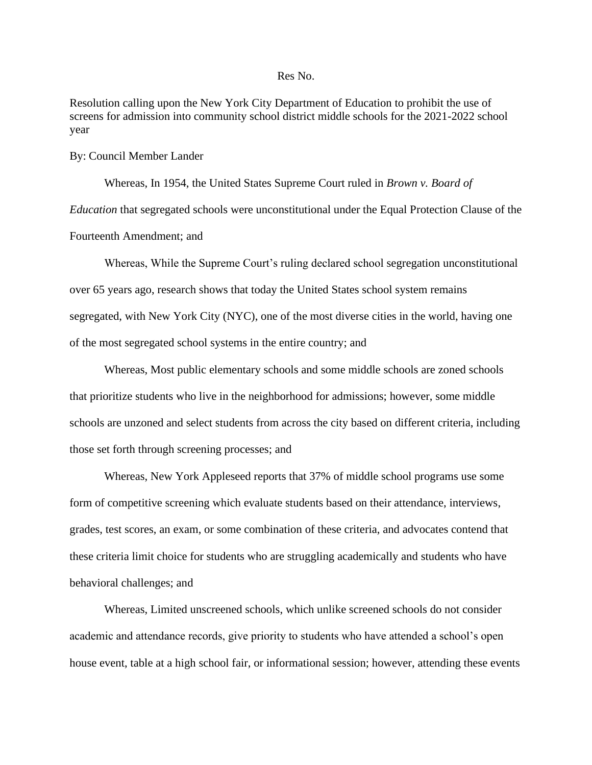Res No.

Resolution calling upon the New York City Department of Education to prohibit the use of screens for admission into community school district middle schools for the 2021-2022 school year

By: Council Member Lander

Whereas, In 1954, the United States Supreme Court ruled in *Brown v. Board of Education* that segregated schools were unconstitutional under the Equal Protection Clause of the Fourteenth Amendment; and

Whereas, While the Supreme Court's ruling declared school segregation unconstitutional over 65 years ago, research shows that today the United States school system remains segregated, with New York City (NYC), one of the most diverse cities in the world, having one of the most segregated school systems in the entire country; and

Whereas, Most public elementary schools and some middle schools are zoned schools that prioritize students who live in the neighborhood for admissions; however, some middle schools are unzoned and select students from across the city based on different criteria, including those set forth through screening processes; and

Whereas, New York Appleseed reports that 37% of middle school programs use some form of competitive screening which evaluate students based on their attendance, interviews, grades, test scores, an exam, or some combination of these criteria, and advocates contend that these criteria limit choice for students who are struggling academically and students who have behavioral challenges; and

Whereas, Limited unscreened schools, which unlike screened schools do not consider academic and attendance records, give priority to students who have attended a school's open house event, table at a high school fair, or informational session; however, attending these events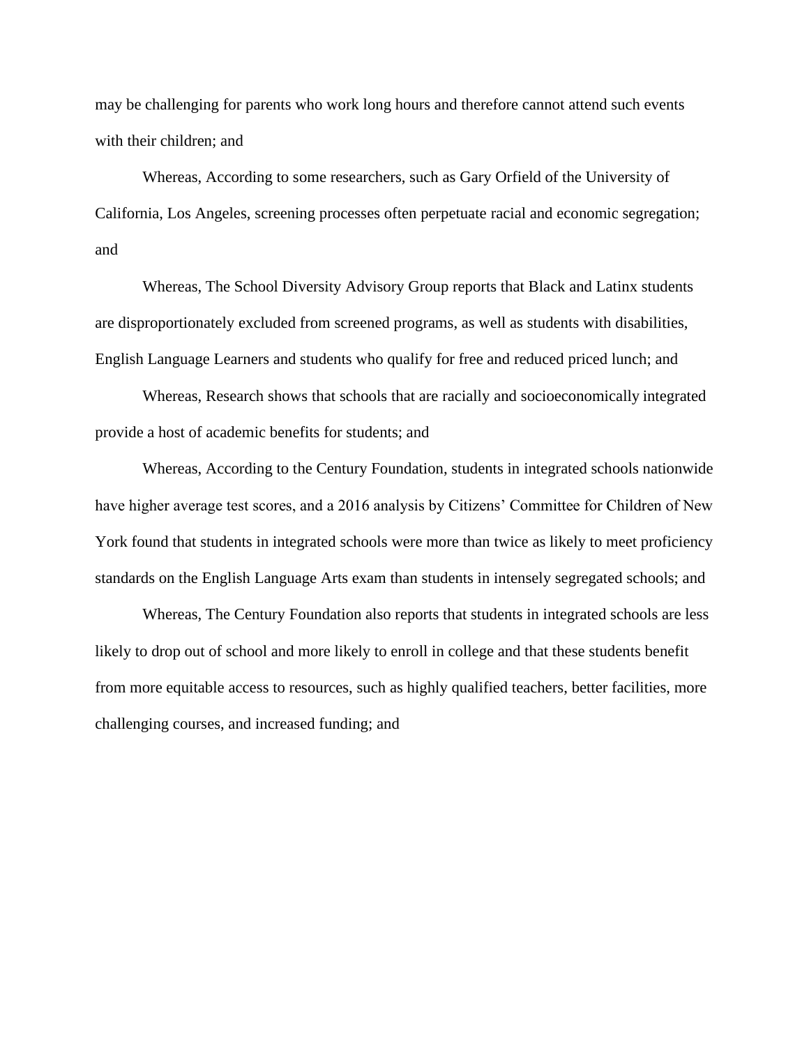may be challenging for parents who work long hours and therefore cannot attend such events with their children; and

Whereas, According to some researchers, such as Gary Orfield of the University of California, Los Angeles, screening processes often perpetuate racial and economic segregation; and

Whereas, The School Diversity Advisory Group reports that Black and Latinx students are disproportionately excluded from screened programs, as well as students with disabilities, English Language Learners and students who qualify for free and reduced priced lunch; and

Whereas, Research shows that schools that are racially and socioeconomically integrated provide a host of academic benefits for students; and

Whereas, According to the Century Foundation, students in integrated schools nationwide have higher average test scores, and a 2016 analysis by Citizens' Committee for Children of New York found that students in integrated schools were more than twice as likely to meet proficiency standards on the English Language Arts exam than students in intensely segregated schools; and

Whereas, The Century Foundation also reports that students in integrated schools are less likely to drop out of school and more likely to enroll in college and that these students benefit from more equitable access to resources, such as highly qualified teachers, better facilities, more challenging courses, and increased funding; and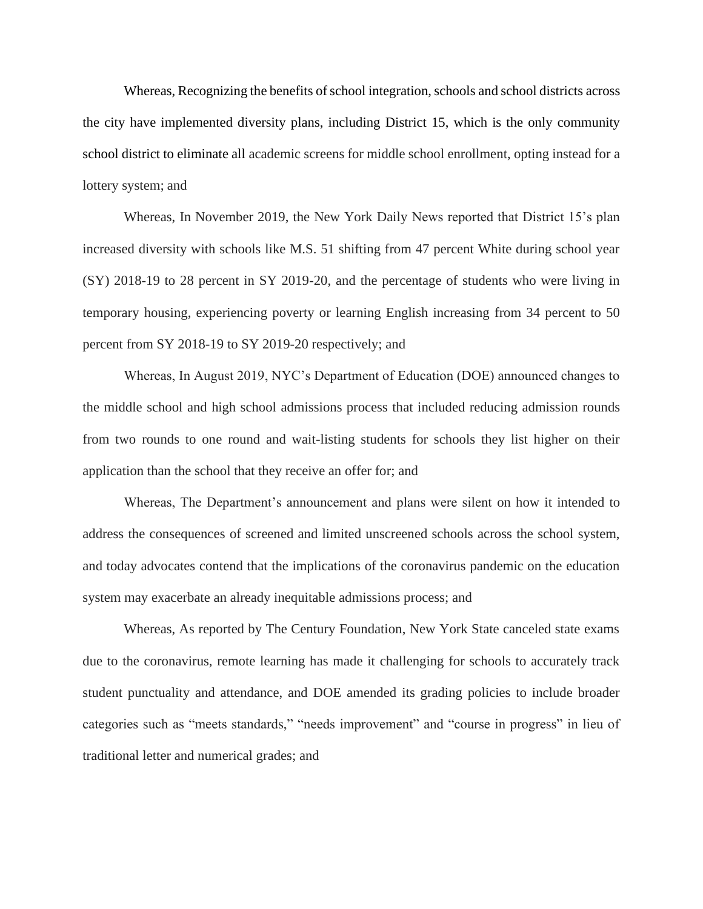Whereas, Recognizing the benefits of school integration, schools and school districts across the city have implemented diversity plans, including District 15, which is the only community school district to eliminate all academic screens for middle school enrollment, opting instead for a lottery system; and

Whereas, In November 2019, the New York Daily News reported that District 15's plan increased diversity with schools like M.S. 51 shifting from 47 percent White during school year (SY) 2018-19 to 28 percent in SY 2019-20, and the percentage of students who were living in temporary housing, experiencing poverty or learning English increasing from 34 percent to 50 percent from SY 2018-19 to SY 2019-20 respectively; and

Whereas, In August 2019, NYC's Department of Education (DOE) announced changes to the middle school and high school admissions process that included reducing admission rounds from two rounds to one round and wait-listing students for schools they list higher on their application than the school that they receive an offer for; and

Whereas, The Department's announcement and plans were silent on how it intended to address the consequences of screened and limited unscreened schools across the school system, and today advocates contend that the implications of the coronavirus pandemic on the education system may exacerbate an already inequitable admissions process; and

Whereas, As reported by The Century Foundation, New York State canceled state exams due to the coronavirus, remote learning has made it challenging for schools to accurately track student punctuality and attendance, and DOE amended its grading policies to include broader categories such as "meets standards," "needs improvement" and "course in progress" in lieu of traditional letter and numerical grades; and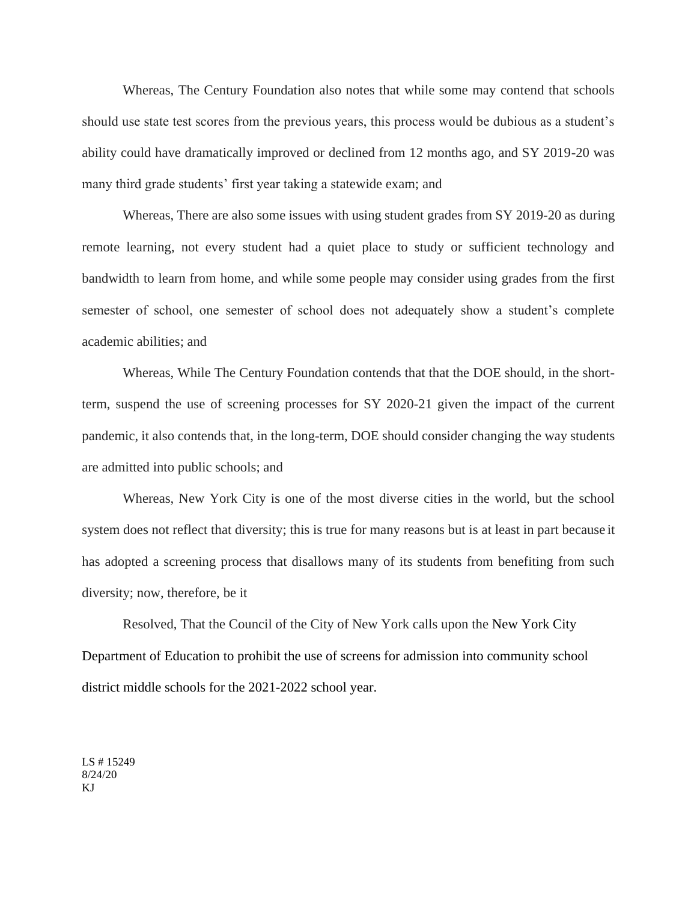Whereas, The Century Foundation also notes that while some may contend that schools should use state test scores from the previous years, this process would be dubious as a student's ability could have dramatically improved or declined from 12 months ago, and SY 2019-20 was many third grade students' first year taking a statewide exam; and

Whereas, There are also some issues with using student grades from SY 2019-20 as during remote learning, not every student had a quiet place to study or sufficient technology and bandwidth to learn from home, and while some people may consider using grades from the first semester of school, one semester of school does not adequately show a student's complete academic abilities; and

Whereas, While The Century Foundation contends that that the DOE should, in the short-term, suspend the use of screening processes for SY 2020-21 given the impact of the current pandemic, it also contends that, in the long-term, DOE should consider changing the way students are admitted into public schools; and

Whereas, New York City is one of the most diverse cities in the world, but the school system does not reflect that diversity; this is true for many reasons but is at least in part because it has adopted a screening process that disallows many of its students from benefiting from such diversity; now, therefore, be it

Resolved, That the Council of the City of New York calls upon the New York City Department of Education to prohibit the use of screens for admission into community school district middle schools for the 2021-2022 school year.

LS # 15249
8/24/20
KJ